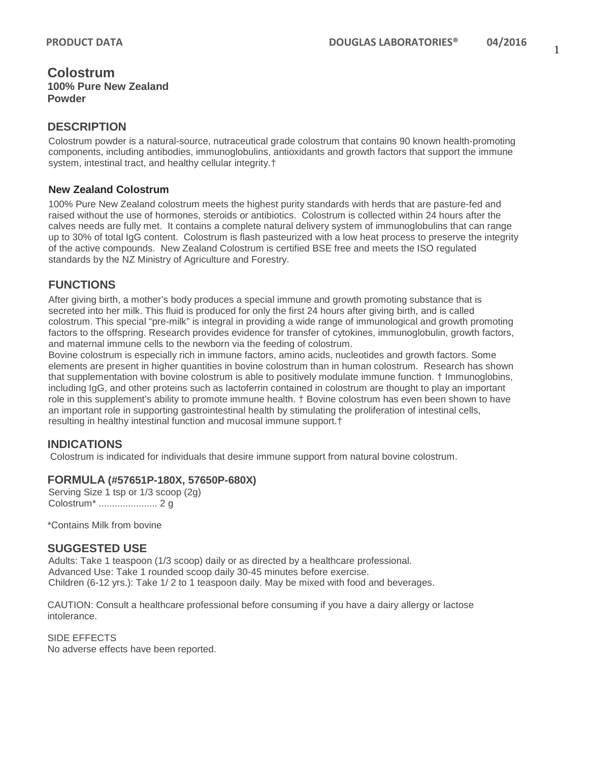# Colostrum

**100% Pure New Zealand**
**Powder**

## DESCRIPTION

Colostrum powder is a natural-source, nutraceutical grade colostrum that contains 90 known health-promoting components, including antibodies, immunoglobulins, antioxidants and growth factors that support the immune system, intestinal tract, and healthy cellular integrity.†

### New Zealand Colostrum

100% Pure New Zealand colostrum meets the highest purity standards with herds that are pasture-fed and raised without the use of hormones, steroids or antibiotics. Colostrum is collected within 24 hours after the calves needs are fully met. It contains a complete natural delivery system of immunoglobulins that can range up to 30% of total IgG content. Colostrum is flash pasteurized with a low heat process to preserve the integrity of the active compounds. New Zealand Colostrum is certified BSE free and meets the ISO regulated standards by the NZ Ministry of Agriculture and Forestry.

## FUNCTIONS

After giving birth, a mother's body produces a special immune and growth promoting substance that is secreted into her milk. This fluid is produced for only the first 24 hours after giving birth, and is called colostrum. This special "pre-milk" is integral in providing a wide range of immunological and growth promoting factors to the offspring. Research provides evidence for transfer of cytokines, immunoglobulin, growth factors, and maternal immune cells to the newborn via the feeding of colostrum.

Bovine colostrum is especially rich in immune factors, amino acids, nucleotides and growth factors. Some elements are present in higher quantities in bovine colostrum than in human colostrum. Research has shown that supplementation with bovine colostrum is able to positively modulate immune function. † Immunoglobins, including IgG, and other proteins such as lactoferrin contained in colostrum are thought to play an important role in this supplement's ability to promote immune health. † Bovine colostrum has even been shown to have an important role in supporting gastrointestinal health by stimulating the proliferation of intestinal cells, resulting in healthy intestinal function and mucosal immune support.†

## INDICATIONS

Colostrum is indicated for individuals that desire immune support from natural bovine colostrum.

## FORMULA (#57651P-180X, 57650P-680X)

Serving Size 1 tsp or 1/3 scoop (2g)
Colostrum* ...................... 2 g

*Contains Milk from bovine

## SUGGESTED USE

Adults: Take 1 teaspoon (1/3 scoop) daily or as directed by a healthcare professional.
Advanced Use: Take 1 rounded scoop daily 30-45 minutes before exercise.
Children (6-12 yrs.): Take 1/ 2 to 1 teaspoon daily. May be mixed with food and beverages.

CAUTION: Consult a healthcare professional before consuming if you have a dairy allergy or lactose intolerance.

SIDE EFFECTS
No adverse effects have been reported.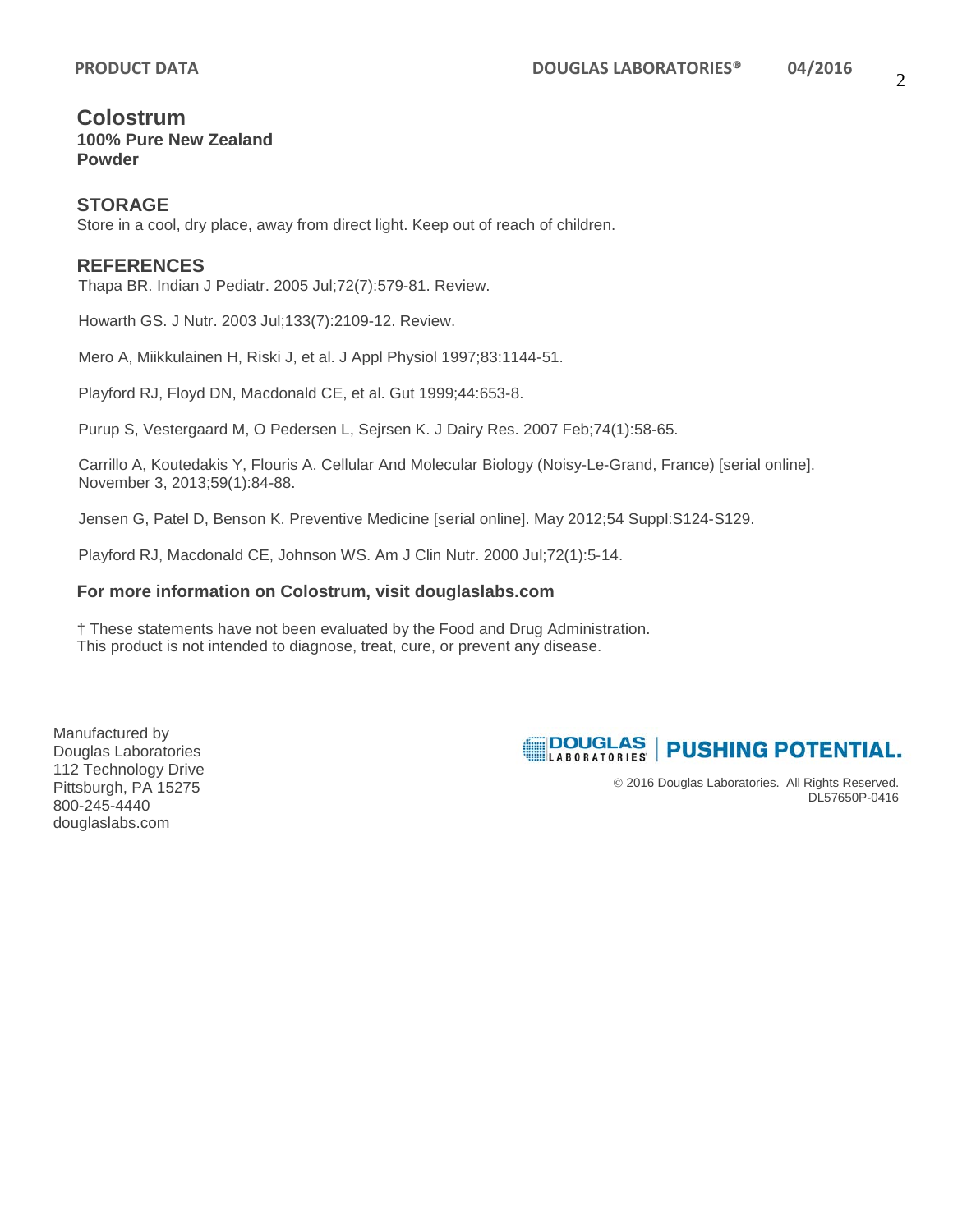# Colostrum

**100% Pure New Zealand**
**Powder**

## STORAGE

Store in a cool, dry place, away from direct light. Keep out of reach of children.

## REFERENCES

Thapa BR. Indian J Pediatr. 2005 Jul;72(7):579-81. Review.

Howarth GS. J Nutr. 2003 Jul;133(7):2109-12. Review.

Mero A, Miikkulainen H, Riski J, et al. J Appl Physiol 1997;83:1144-51.

Playford RJ, Floyd DN, Macdonald CE, et al. Gut 1999;44:653-8.

Purup S, Vestergaard M, O Pedersen L, Sejrsen K. J Dairy Res. 2007 Feb;74(1):58-65.

Carrillo A, Koutedakis Y, Flouris A. Cellular And Molecular Biology (Noisy-Le-Grand, France) [serial online]. November 3, 2013;59(1):84-88.

Jensen G, Patel D, Benson K. Preventive Medicine [serial online]. May 2012;54 Suppl:S124-S129.

Playford RJ, Macdonald CE, Johnson WS. Am J Clin Nutr. 2000 Jul;72(1):5-14.

**For more information on Colostrum, visit douglaslabs.com**

† These statements have not been evaluated by the Food and Drug Administration.
This product is not intended to diagnose, treat, cure, or prevent any disease.

Manufactured by
Douglas Laboratories
112 Technology Drive
Pittsburgh, PA 15275
800-245-4440
douglaslabs.com

DOUGLAS LABORATORIES | PUSHING POTENTIAL.

© 2016 Douglas Laboratories. All Rights Reserved.
DL57650P-0416